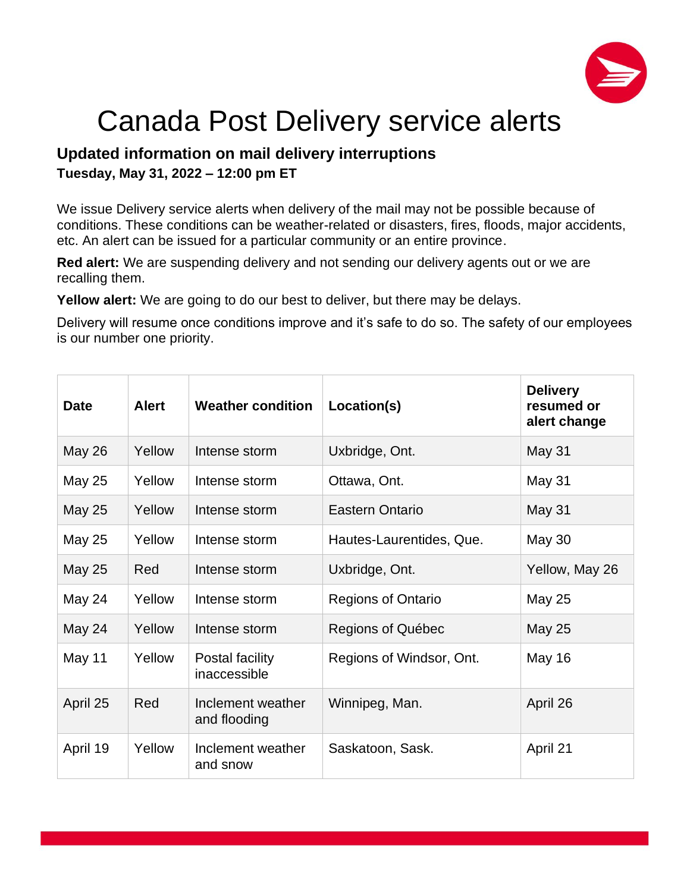# Canada Post Delivery service alerts

## Updated information on mail delivery interruptions

**Tuesday, May 31, 2022 – 12:00 pm ET**

We issue Delivery service alerts when delivery of the mail may not be possible because of conditions. These conditions can be weather-related or disasters, fires, floods, major accidents, etc. An alert can be issued for a particular community or an entire province.

**Red alert:** We are suspending delivery and not sending our delivery agents out or we are recalling them.

**Yellow alert:** We are going to do our best to deliver, but there may be delays.

Delivery will resume once conditions improve and it's safe to do so. The safety of our employees is our number one priority.

| Date | Alert | Weather condition | Location(s) | Delivery resumed or alert change |
|---|---|---|---|---|
| May 26 | Yellow | Intense storm | Uxbridge, Ont. | May 31 |
| May 25 | Yellow | Intense storm | Ottawa, Ont. | May 31 |
| May 25 | Yellow | Intense storm | Eastern Ontario | May 31 |
| May 25 | Yellow | Intense storm | Hautes-Laurentides, Que. | May 30 |
| May 25 | Red | Intense storm | Uxbridge, Ont. | Yellow, May 26 |
| May 24 | Yellow | Intense storm | Regions of Ontario | May 25 |
| May 24 | Yellow | Intense storm | Regions of Québec | May 25 |
| May 11 | Yellow | Postal facility inaccessible | Regions of Windsor, Ont. | May 16 |
| April 25 | Red | Inclement weather and flooding | Winnipeg, Man. | April 26 |
| April 19 | Yellow | Inclement weather and snow | Saskatoon, Sask. | April 21 |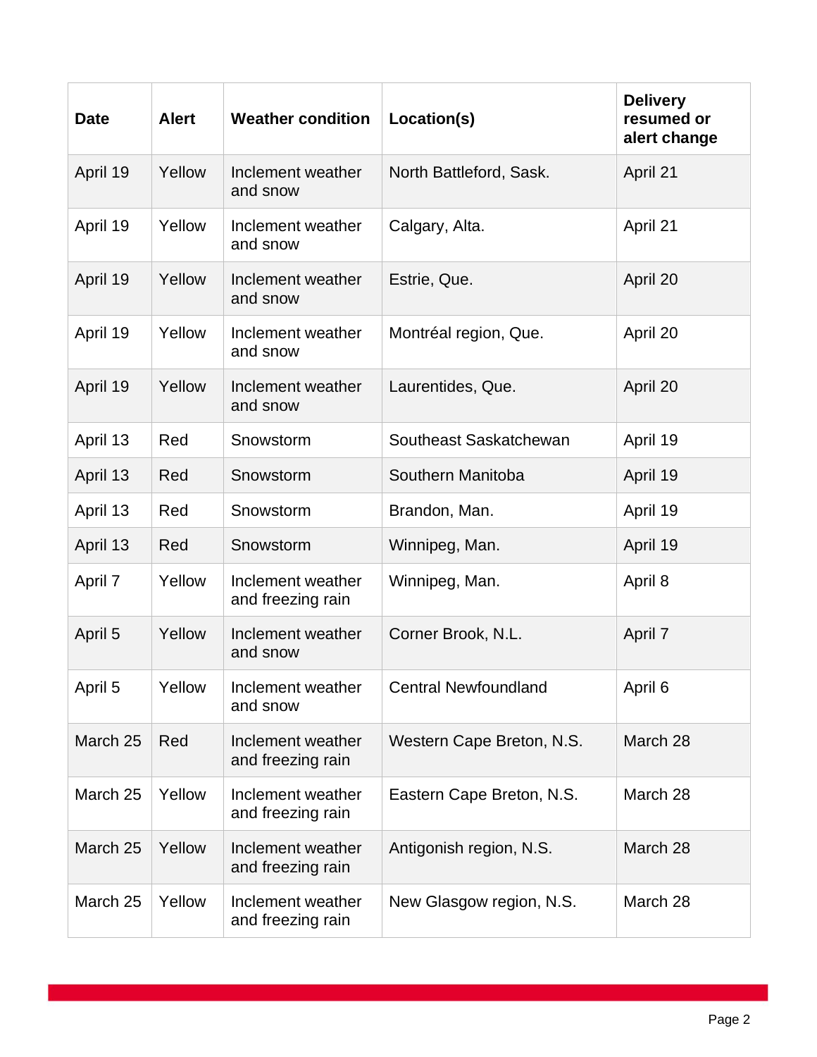| Date | Alert | Weather condition | Location(s) | Delivery resumed or alert change |
|---|---|---|---|---|
| April 19 | Yellow | Inclement weather and snow | North Battleford, Sask. | April 21 |
| April 19 | Yellow | Inclement weather and snow | Calgary, Alta. | April 21 |
| April 19 | Yellow | Inclement weather and snow | Estrie, Que. | April 20 |
| April 19 | Yellow | Inclement weather and snow | Montréal region, Que. | April 20 |
| April 19 | Yellow | Inclement weather and snow | Laurentides, Que. | April 20 |
| April 13 | Red | Snowstorm | Southeast Saskatchewan | April 19 |
| April 13 | Red | Snowstorm | Southern Manitoba | April 19 |
| April 13 | Red | Snowstorm | Brandon, Man. | April 19 |
| April 13 | Red | Snowstorm | Winnipeg, Man. | April 19 |
| April 7 | Yellow | Inclement weather and freezing rain | Winnipeg, Man. | April 8 |
| April 5 | Yellow | Inclement weather and snow | Corner Brook, N.L. | April 7 |
| April 5 | Yellow | Inclement weather and snow | Central Newfoundland | April 6 |
| March 25 | Red | Inclement weather and freezing rain | Western Cape Breton, N.S. | March 28 |
| March 25 | Yellow | Inclement weather and freezing rain | Eastern Cape Breton, N.S. | March 28 |
| March 25 | Yellow | Inclement weather and freezing rain | Antigonish region, N.S. | March 28 |
| March 25 | Yellow | Inclement weather and freezing rain | New Glasgow region, N.S. | March 28 |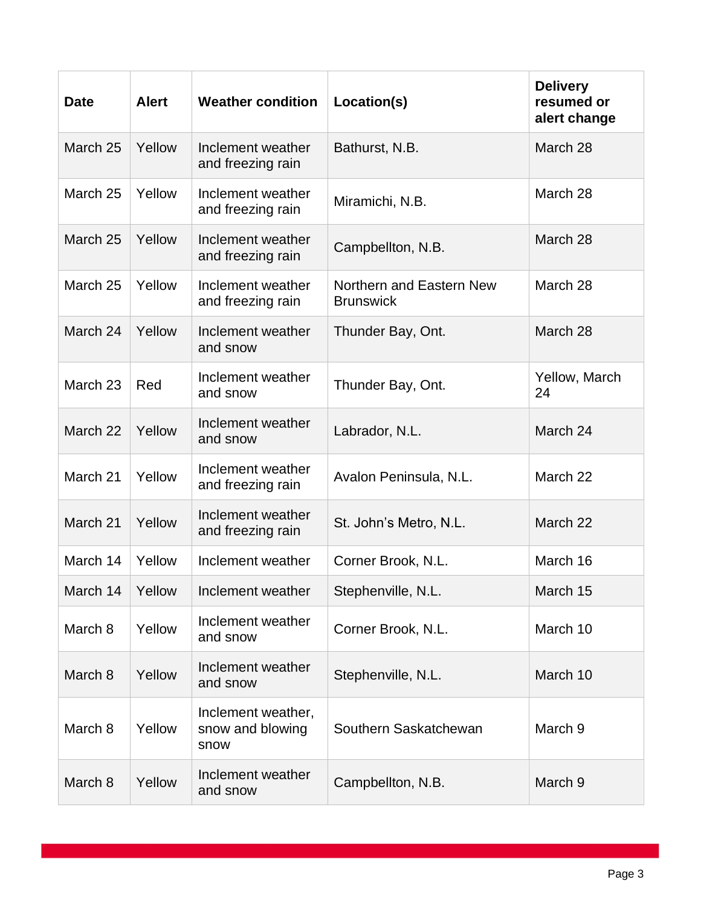| Date | Alert | Weather condition | Location(s) | Delivery resumed or alert change |
| --- | --- | --- | --- | --- |
| March 25 | Yellow | Inclement weather and freezing rain | Bathurst, N.B. | March 28 |
| March 25 | Yellow | Inclement weather and freezing rain | Miramichi, N.B. | March 28 |
| March 25 | Yellow | Inclement weather and freezing rain | Campbellton, N.B. | March 28 |
| March 25 | Yellow | Inclement weather and freezing rain | Northern and Eastern New Brunswick | March 28 |
| March 24 | Yellow | Inclement weather and snow | Thunder Bay, Ont. | March 28 |
| March 23 | Red | Inclement weather and snow | Thunder Bay, Ont. | Yellow, March 24 |
| March 22 | Yellow | Inclement weather and snow | Labrador, N.L. | March 24 |
| March 21 | Yellow | Inclement weather and freezing rain | Avalon Peninsula, N.L. | March 22 |
| March 21 | Yellow | Inclement weather and freezing rain | St. John's Metro, N.L. | March 22 |
| March 14 | Yellow | Inclement weather | Corner Brook, N.L. | March 16 |
| March 14 | Yellow | Inclement weather | Stephenville, N.L. | March 15 |
| March 8 | Yellow | Inclement weather and snow | Corner Brook, N.L. | March 10 |
| March 8 | Yellow | Inclement weather and snow | Stephenville, N.L. | March 10 |
| March 8 | Yellow | Inclement weather, snow and blowing snow | Southern Saskatchewan | March 9 |
| March 8 | Yellow | Inclement weather and snow | Campbellton, N.B. | March 9 |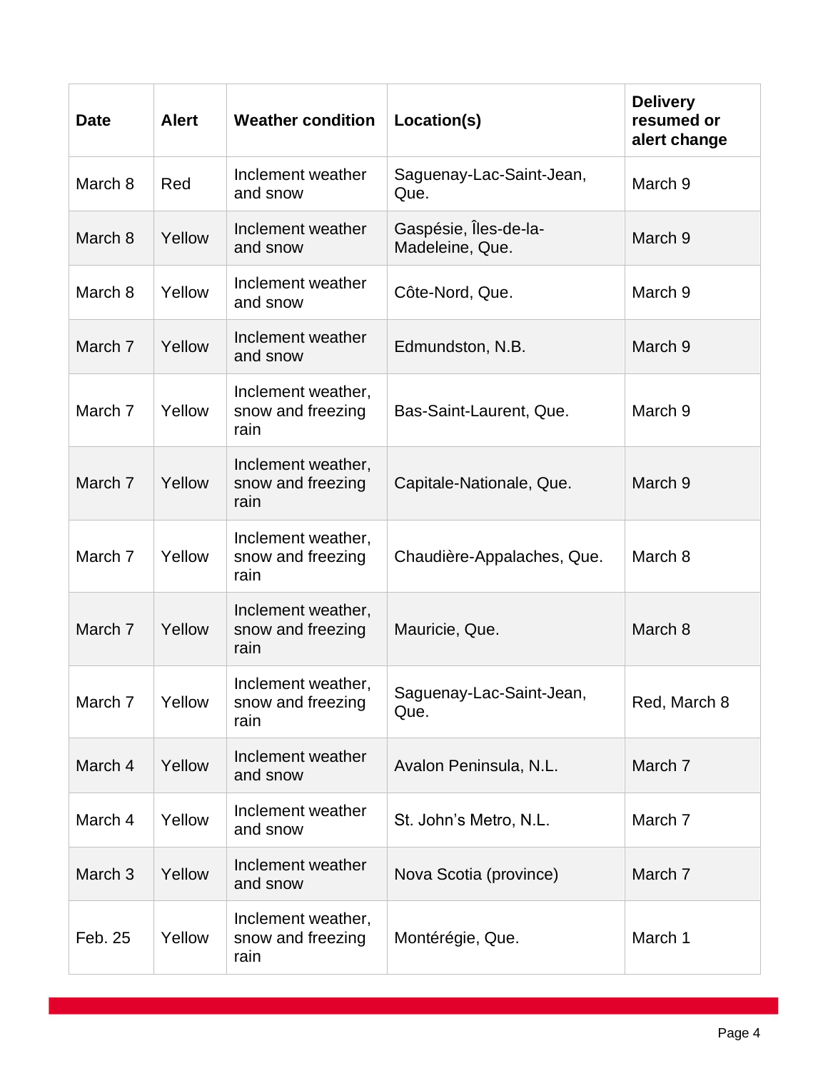| Date | Alert | Weather condition | Location(s) | Delivery resumed or alert change |
|---|---|---|---|---|
| March 8 | Red | Inclement weather and snow | Saguenay-Lac-Saint-Jean, Que. | March 9 |
| March 8 | Yellow | Inclement weather and snow | Gaspésie, Îles-de-la-Madeleine, Que. | March 9 |
| March 8 | Yellow | Inclement weather and snow | Côte-Nord, Que. | March 9 |
| March 7 | Yellow | Inclement weather and snow | Edmundston, N.B. | March 9 |
| March 7 | Yellow | Inclement weather, snow and freezing rain | Bas-Saint-Laurent, Que. | March 9 |
| March 7 | Yellow | Inclement weather, snow and freezing rain | Capitale-Nationale, Que. | March 9 |
| March 7 | Yellow | Inclement weather, snow and freezing rain | Chaudière-Appalaches, Que. | March 8 |
| March 7 | Yellow | Inclement weather, snow and freezing rain | Mauricie, Que. | March 8 |
| March 7 | Yellow | Inclement weather, snow and freezing rain | Saguenay-Lac-Saint-Jean, Que. | Red, March 8 |
| March 4 | Yellow | Inclement weather and snow | Avalon Peninsula, N.L. | March 7 |
| March 4 | Yellow | Inclement weather and snow | St. John's Metro, N.L. | March 7 |
| March 3 | Yellow | Inclement weather and snow | Nova Scotia (province) | March 7 |
| Feb. 25 | Yellow | Inclement weather, snow and freezing rain | Montérégie, Que. | March 1 |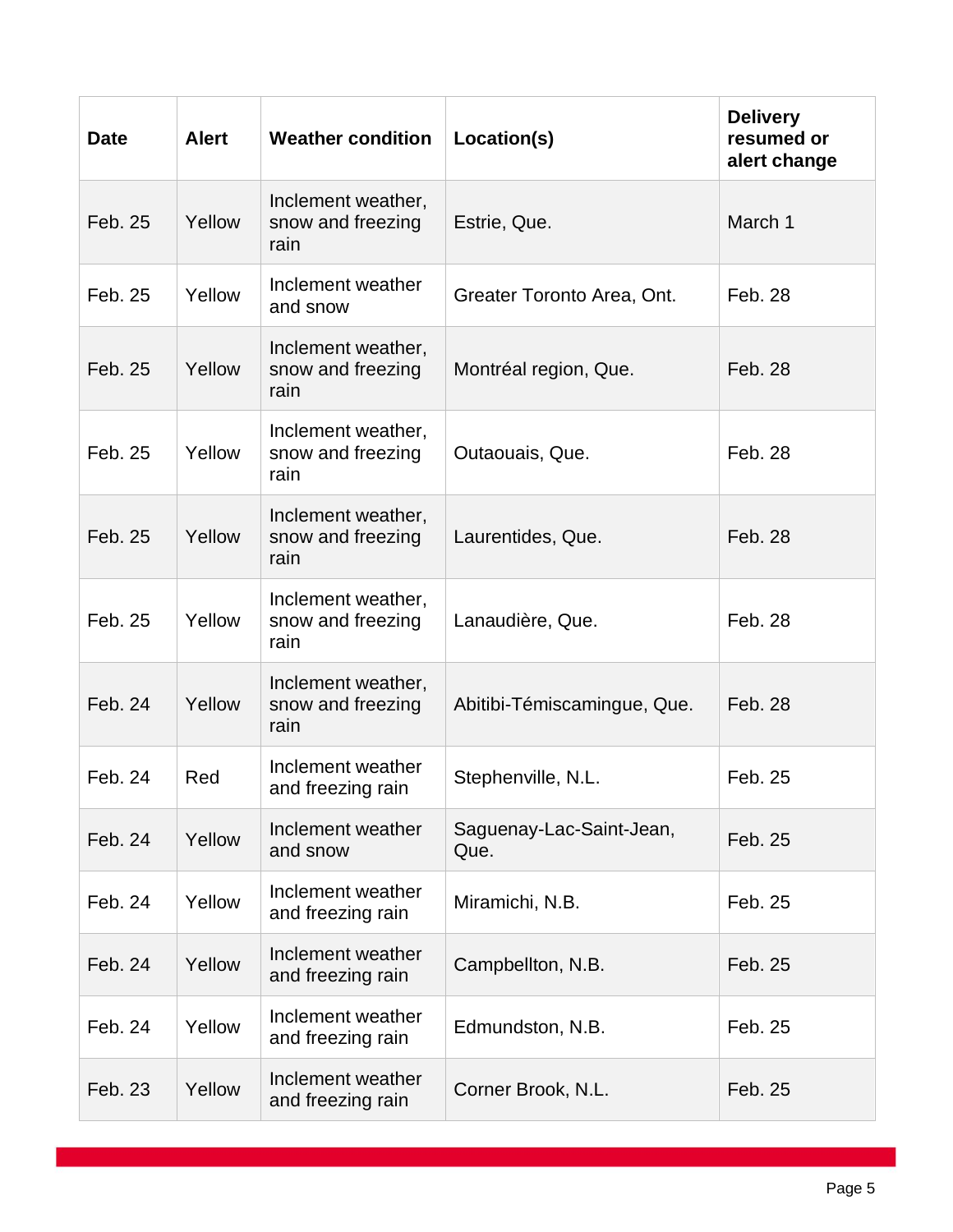| Date | Alert | Weather condition | Location(s) | Delivery resumed or alert change |
|---|---|---|---|---|
| Feb. 25 | Yellow | Inclement weather, snow and freezing rain | Estrie, Que. | March 1 |
| Feb. 25 | Yellow | Inclement weather and snow | Greater Toronto Area, Ont. | Feb. 28 |
| Feb. 25 | Yellow | Inclement weather, snow and freezing rain | Montréal region, Que. | Feb. 28 |
| Feb. 25 | Yellow | Inclement weather, snow and freezing rain | Outaouais, Que. | Feb. 28 |
| Feb. 25 | Yellow | Inclement weather, snow and freezing rain | Laurentides, Que. | Feb. 28 |
| Feb. 25 | Yellow | Inclement weather, snow and freezing rain | Lanaudière, Que. | Feb. 28 |
| Feb. 24 | Yellow | Inclement weather, snow and freezing rain | Abitibi-Témiscamingue, Que. | Feb. 28 |
| Feb. 24 | Red | Inclement weather and freezing rain | Stephenville, N.L. | Feb. 25 |
| Feb. 24 | Yellow | Inclement weather and snow | Saguenay-Lac-Saint-Jean, Que. | Feb. 25 |
| Feb. 24 | Yellow | Inclement weather and freezing rain | Miramichi, N.B. | Feb. 25 |
| Feb. 24 | Yellow | Inclement weather and freezing rain | Campbellton, N.B. | Feb. 25 |
| Feb. 24 | Yellow | Inclement weather and freezing rain | Edmundston, N.B. | Feb. 25 |
| Feb. 23 | Yellow | Inclement weather and freezing rain | Corner Brook, N.L. | Feb. 25 |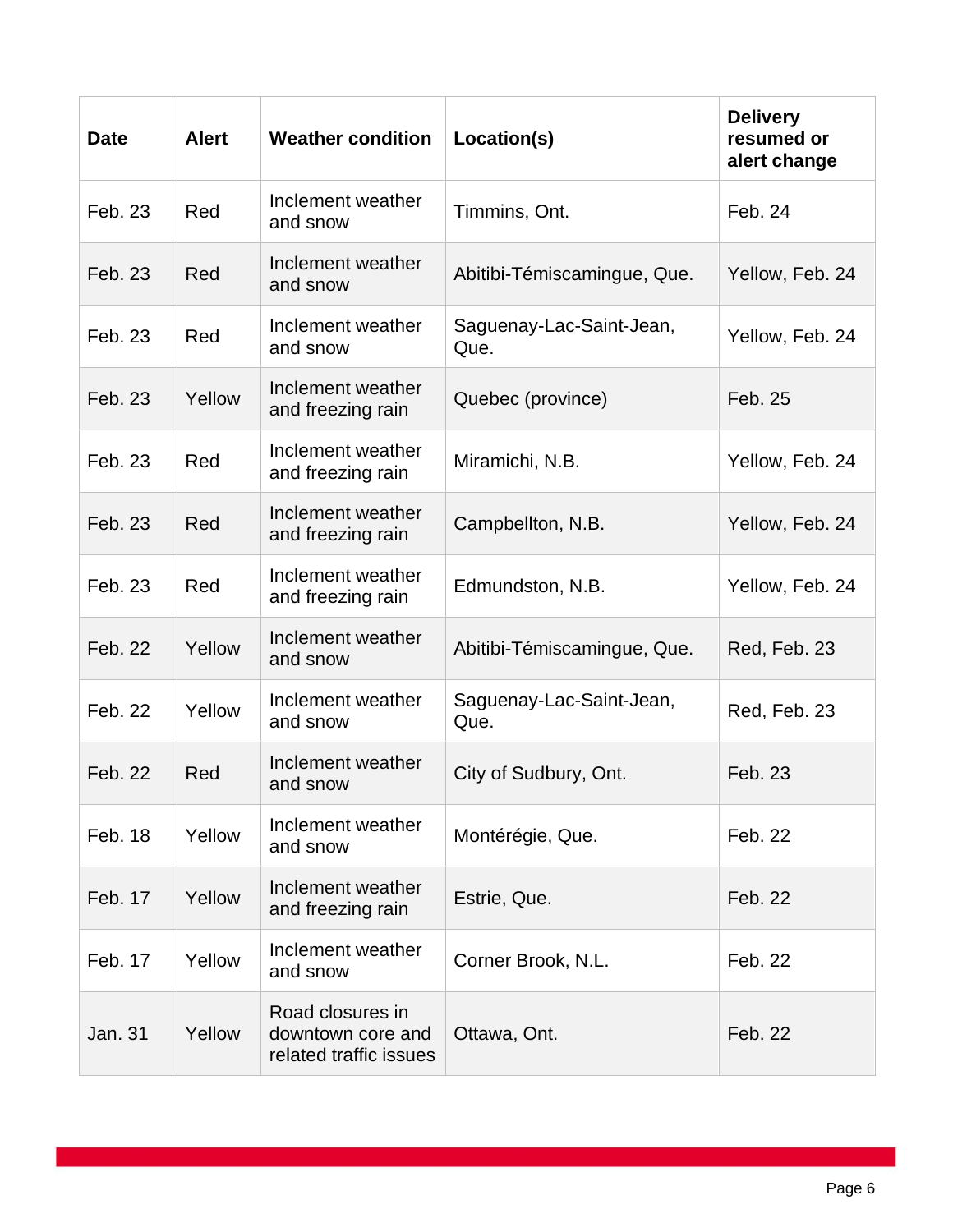| Date | Alert | Weather condition | Location(s) | Delivery resumed or alert change |
|---|---|---|---|---|
| Feb. 23 | Red | Inclement weather and snow | Timmins, Ont. | Feb. 24 |
| Feb. 23 | Red | Inclement weather and snow | Abitibi-Témiscamingue, Que. | Yellow, Feb. 24 |
| Feb. 23 | Red | Inclement weather and snow | Saguenay-Lac-Saint-Jean, Que. | Yellow, Feb. 24 |
| Feb. 23 | Yellow | Inclement weather and freezing rain | Quebec (province) | Feb. 25 |
| Feb. 23 | Red | Inclement weather and freezing rain | Miramichi, N.B. | Yellow, Feb. 24 |
| Feb. 23 | Red | Inclement weather and freezing rain | Campbellton, N.B. | Yellow, Feb. 24 |
| Feb. 23 | Red | Inclement weather and freezing rain | Edmundston, N.B. | Yellow, Feb. 24 |
| Feb. 22 | Yellow | Inclement weather and snow | Abitibi-Témiscamingue, Que. | Red, Feb. 23 |
| Feb. 22 | Yellow | Inclement weather and snow | Saguenay-Lac-Saint-Jean, Que. | Red, Feb. 23 |
| Feb. 22 | Red | Inclement weather and snow | City of Sudbury, Ont. | Feb. 23 |
| Feb. 18 | Yellow | Inclement weather and snow | Montérégie, Que. | Feb. 22 |
| Feb. 17 | Yellow | Inclement weather and freezing rain | Estrie, Que. | Feb. 22 |
| Feb. 17 | Yellow | Inclement weather and snow | Corner Brook, N.L. | Feb. 22 |
| Jan. 31 | Yellow | Road closures in downtown core and related traffic issues | Ottawa, Ont. | Feb. 22 |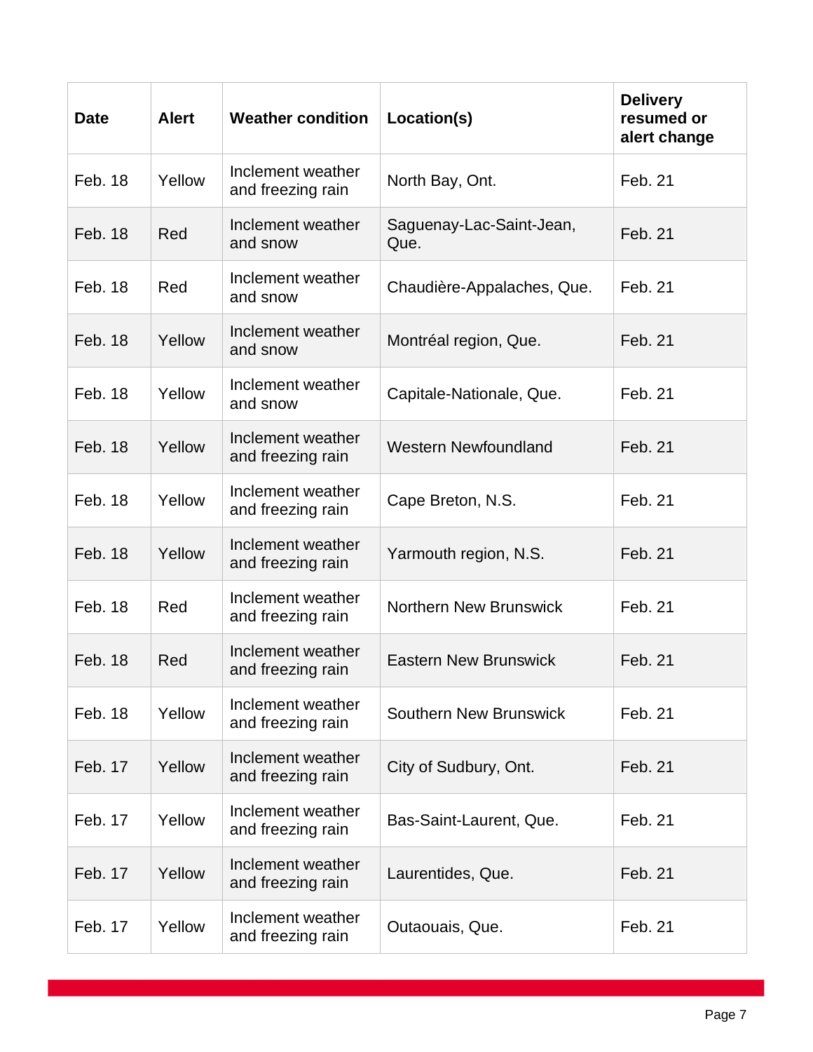| Date | Alert | Weather condition | Location(s) | Delivery resumed or alert change |
|---|---|---|---|---|
| Feb. 18 | Yellow | Inclement weather and freezing rain | North Bay, Ont. | Feb. 21 |
| Feb. 18 | Red | Inclement weather and snow | Saguenay-Lac-Saint-Jean, Que. | Feb. 21 |
| Feb. 18 | Red | Inclement weather and snow | Chaudière-Appalaches, Que. | Feb. 21 |
| Feb. 18 | Yellow | Inclement weather and snow | Montréal region, Que. | Feb. 21 |
| Feb. 18 | Yellow | Inclement weather and snow | Capitale-Nationale, Que. | Feb. 21 |
| Feb. 18 | Yellow | Inclement weather and freezing rain | Western Newfoundland | Feb. 21 |
| Feb. 18 | Yellow | Inclement weather and freezing rain | Cape Breton, N.S. | Feb. 21 |
| Feb. 18 | Yellow | Inclement weather and freezing rain | Yarmouth region, N.S. | Feb. 21 |
| Feb. 18 | Red | Inclement weather and freezing rain | Northern New Brunswick | Feb. 21 |
| Feb. 18 | Red | Inclement weather and freezing rain | Eastern New Brunswick | Feb. 21 |
| Feb. 18 | Yellow | Inclement weather and freezing rain | Southern New Brunswick | Feb. 21 |
| Feb. 17 | Yellow | Inclement weather and freezing rain | City of Sudbury, Ont. | Feb. 21 |
| Feb. 17 | Yellow | Inclement weather and freezing rain | Bas-Saint-Laurent, Que. | Feb. 21 |
| Feb. 17 | Yellow | Inclement weather and freezing rain | Laurentides, Que. | Feb. 21 |
| Feb. 17 | Yellow | Inclement weather and freezing rain | Outaouais, Que. | Feb. 21 |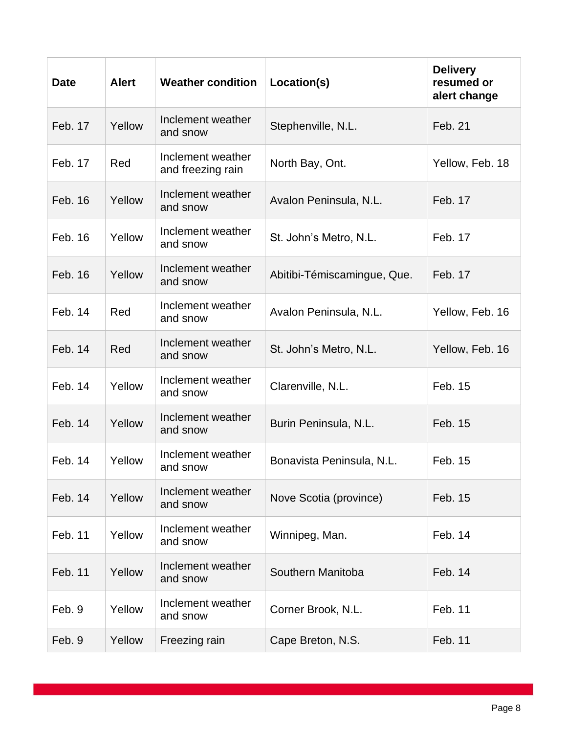| Date | Alert | Weather condition | Location(s) | Delivery resumed or alert change |
|---|---|---|---|---|
| Feb. 17 | Yellow | Inclement weather and snow | Stephenville, N.L. | Feb. 21 |
| Feb. 17 | Red | Inclement weather and freezing rain | North Bay, Ont. | Yellow, Feb. 18 |
| Feb. 16 | Yellow | Inclement weather and snow | Avalon Peninsula, N.L. | Feb. 17 |
| Feb. 16 | Yellow | Inclement weather and snow | St. John's Metro, N.L. | Feb. 17 |
| Feb. 16 | Yellow | Inclement weather and snow | Abitibi-Témiscamingue, Que. | Feb. 17 |
| Feb. 14 | Red | Inclement weather and snow | Avalon Peninsula, N.L. | Yellow, Feb. 16 |
| Feb. 14 | Red | Inclement weather and snow | St. John's Metro, N.L. | Yellow, Feb. 16 |
| Feb. 14 | Yellow | Inclement weather and snow | Clarenville, N.L. | Feb. 15 |
| Feb. 14 | Yellow | Inclement weather and snow | Burin Peninsula, N.L. | Feb. 15 |
| Feb. 14 | Yellow | Inclement weather and snow | Bonavista Peninsula, N.L. | Feb. 15 |
| Feb. 14 | Yellow | Inclement weather and snow | Nove Scotia (province) | Feb. 15 |
| Feb. 11 | Yellow | Inclement weather and snow | Winnipeg, Man. | Feb. 14 |
| Feb. 11 | Yellow | Inclement weather and snow | Southern Manitoba | Feb. 14 |
| Feb. 9 | Yellow | Inclement weather and snow | Corner Brook, N.L. | Feb. 11 |
| Feb. 9 | Yellow | Freezing rain | Cape Breton, N.S. | Feb. 11 |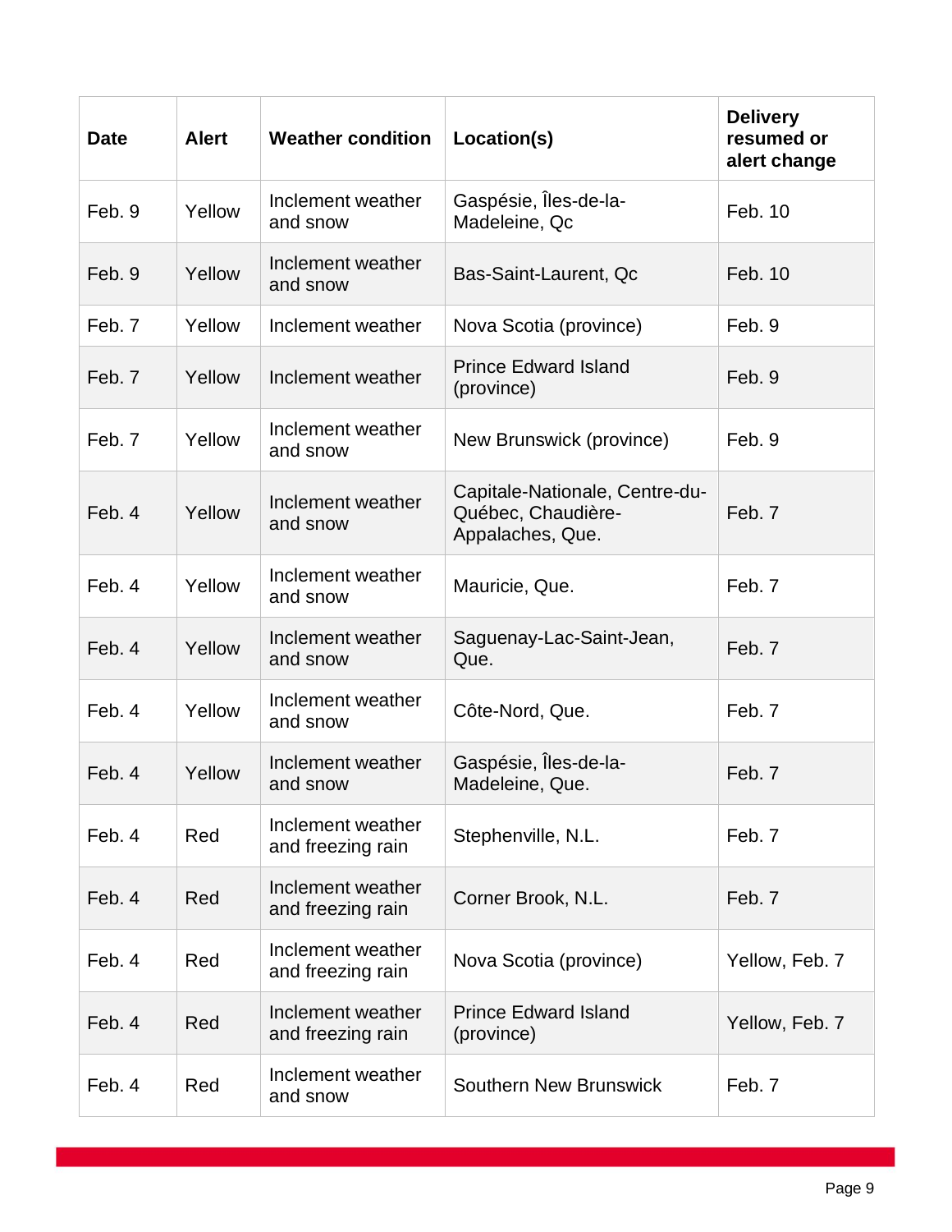| Date | Alert | Weather condition | Location(s) | Delivery resumed or alert change |
|---|---|---|---|---|
| Feb. 9 | Yellow | Inclement weather and snow | Gaspésie, Îles-de-la-Madeleine, Qc | Feb. 10 |
| Feb. 9 | Yellow | Inclement weather and snow | Bas-Saint-Laurent, Qc | Feb. 10 |
| Feb. 7 | Yellow | Inclement weather | Nova Scotia (province) | Feb. 9 |
| Feb. 7 | Yellow | Inclement weather | Prince Edward Island (province) | Feb. 9 |
| Feb. 7 | Yellow | Inclement weather and snow | New Brunswick (province) | Feb. 9 |
| Feb. 4 | Yellow | Inclement weather and snow | Capitale-Nationale, Centre-du-Québec, Chaudière-Appalaches, Que. | Feb. 7 |
| Feb. 4 | Yellow | Inclement weather and snow | Mauricie, Que. | Feb. 7 |
| Feb. 4 | Yellow | Inclement weather and snow | Saguenay-Lac-Saint-Jean, Que. | Feb. 7 |
| Feb. 4 | Yellow | Inclement weather and snow | Côte-Nord, Que. | Feb. 7 |
| Feb. 4 | Yellow | Inclement weather and snow | Gaspésie, Îles-de-la-Madeleine, Que. | Feb. 7 |
| Feb. 4 | Red | Inclement weather and freezing rain | Stephenville, N.L. | Feb. 7 |
| Feb. 4 | Red | Inclement weather and freezing rain | Corner Brook, N.L. | Feb. 7 |
| Feb. 4 | Red | Inclement weather and freezing rain | Nova Scotia (province) | Yellow, Feb. 7 |
| Feb. 4 | Red | Inclement weather and freezing rain | Prince Edward Island (province) | Yellow, Feb. 7 |
| Feb. 4 | Red | Inclement weather and snow | Southern New Brunswick | Feb. 7 |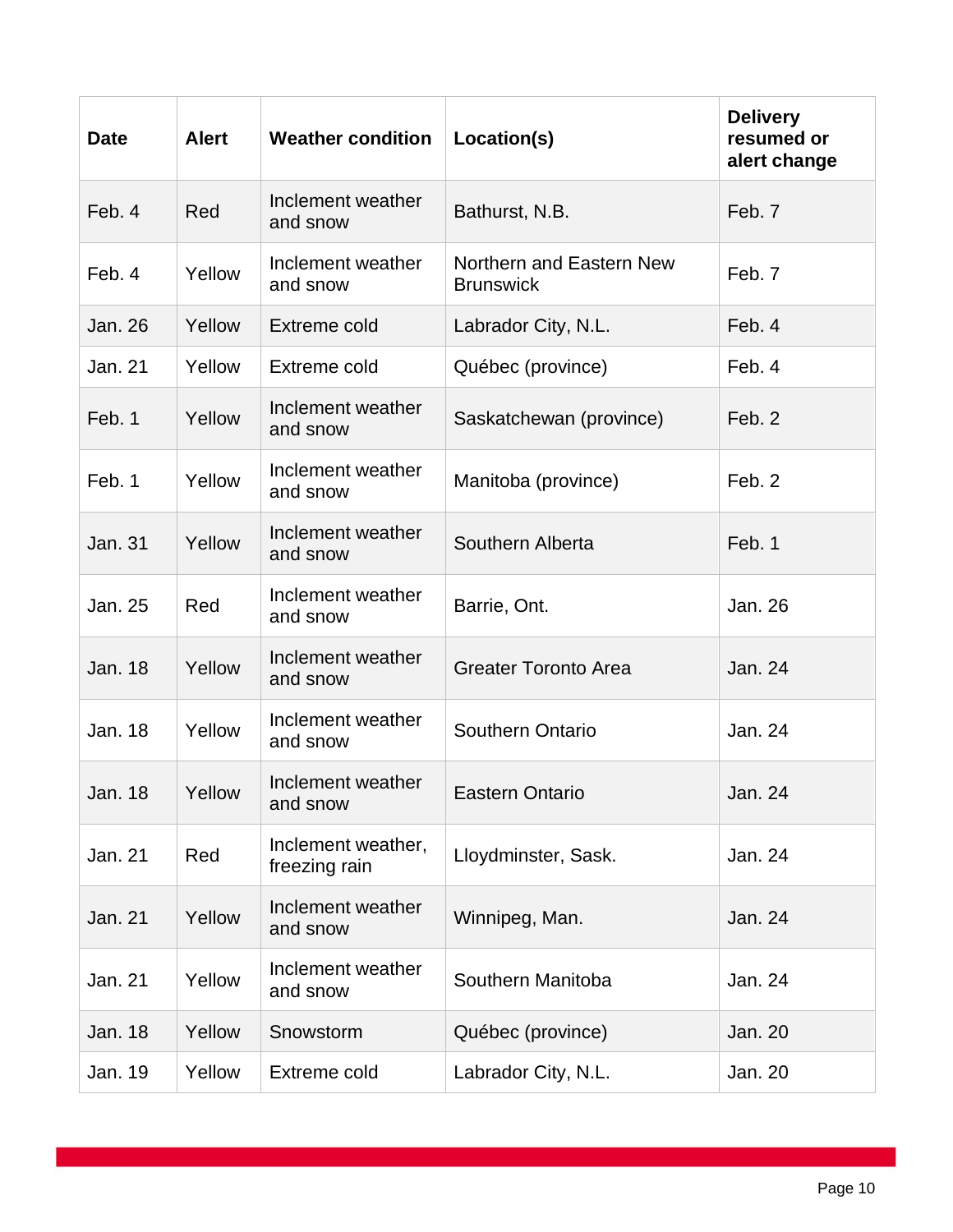| Date | Alert | Weather condition | Location(s) | Delivery resumed or alert change |
| --- | --- | --- | --- | --- |
| Feb. 4 | Red | Inclement weather and snow | Bathurst, N.B. | Feb. 7 |
| Feb. 4 | Yellow | Inclement weather and snow | Northern and Eastern New Brunswick | Feb. 7 |
| Jan. 26 | Yellow | Extreme cold | Labrador City, N.L. | Feb. 4 |
| Jan. 21 | Yellow | Extreme cold | Québec (province) | Feb. 4 |
| Feb. 1 | Yellow | Inclement weather and snow | Saskatchewan (province) | Feb. 2 |
| Feb. 1 | Yellow | Inclement weather and snow | Manitoba (province) | Feb. 2 |
| Jan. 31 | Yellow | Inclement weather and snow | Southern Alberta | Feb. 1 |
| Jan. 25 | Red | Inclement weather and snow | Barrie, Ont. | Jan. 26 |
| Jan. 18 | Yellow | Inclement weather and snow | Greater Toronto Area | Jan. 24 |
| Jan. 18 | Yellow | Inclement weather and snow | Southern Ontario | Jan. 24 |
| Jan. 18 | Yellow | Inclement weather and snow | Eastern Ontario | Jan. 24 |
| Jan. 21 | Red | Inclement weather, freezing rain | Lloydminster, Sask. | Jan. 24 |
| Jan. 21 | Yellow | Inclement weather and snow | Winnipeg, Man. | Jan. 24 |
| Jan. 21 | Yellow | Inclement weather and snow | Southern Manitoba | Jan. 24 |
| Jan. 18 | Yellow | Snowstorm | Québec (province) | Jan. 20 |
| Jan. 19 | Yellow | Extreme cold | Labrador City, N.L. | Jan. 20 |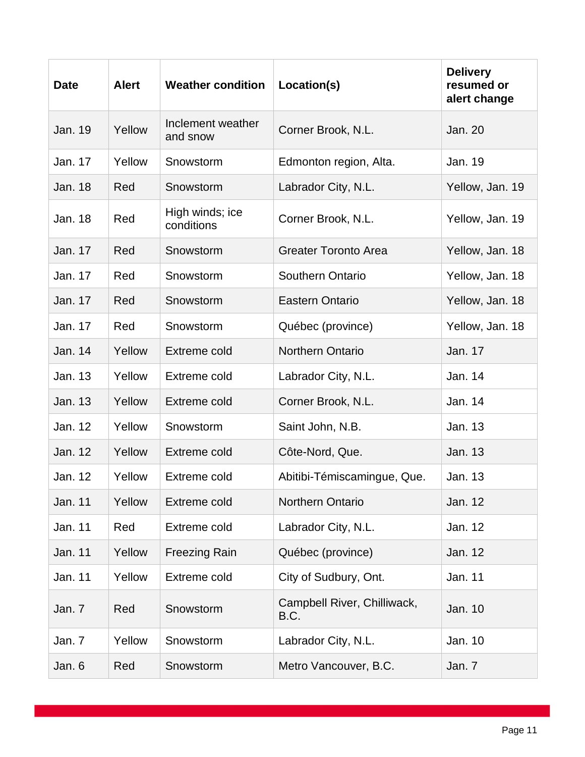| Date | Alert | Weather condition | Location(s) | Delivery resumed or alert change |
|---|---|---|---|---|
| Jan. 19 | Yellow | Inclement weather and snow | Corner Brook, N.L. | Jan. 20 |
| Jan. 17 | Yellow | Snowstorm | Edmonton region, Alta. | Jan. 19 |
| Jan. 18 | Red | Snowstorm | Labrador City, N.L. | Yellow, Jan. 19 |
| Jan. 18 | Red | High winds; ice conditions | Corner Brook, N.L. | Yellow, Jan. 19 |
| Jan. 17 | Red | Snowstorm | Greater Toronto Area | Yellow, Jan. 18 |
| Jan. 17 | Red | Snowstorm | Southern Ontario | Yellow, Jan. 18 |
| Jan. 17 | Red | Snowstorm | Eastern Ontario | Yellow, Jan. 18 |
| Jan. 17 | Red | Snowstorm | Québec (province) | Yellow, Jan. 18 |
| Jan. 14 | Yellow | Extreme cold | Northern Ontario | Jan. 17 |
| Jan. 13 | Yellow | Extreme cold | Labrador City, N.L. | Jan. 14 |
| Jan. 13 | Yellow | Extreme cold | Corner Brook, N.L. | Jan. 14 |
| Jan. 12 | Yellow | Snowstorm | Saint John, N.B. | Jan. 13 |
| Jan. 12 | Yellow | Extreme cold | Côte-Nord, Que. | Jan. 13 |
| Jan. 12 | Yellow | Extreme cold | Abitibi-Témiscamingue, Que. | Jan. 13 |
| Jan. 11 | Yellow | Extreme cold | Northern Ontario | Jan. 12 |
| Jan. 11 | Red | Extreme cold | Labrador City, N.L. | Jan. 12 |
| Jan. 11 | Yellow | Freezing Rain | Québec (province) | Jan. 12 |
| Jan. 11 | Yellow | Extreme cold | City of Sudbury, Ont. | Jan. 11 |
| Jan. 7 | Red | Snowstorm | Campbell River, Chilliwack, B.C. | Jan. 10 |
| Jan. 7 | Yellow | Snowstorm | Labrador City, N.L. | Jan. 10 |
| Jan. 6 | Red | Snowstorm | Metro Vancouver, B.C. | Jan. 7 |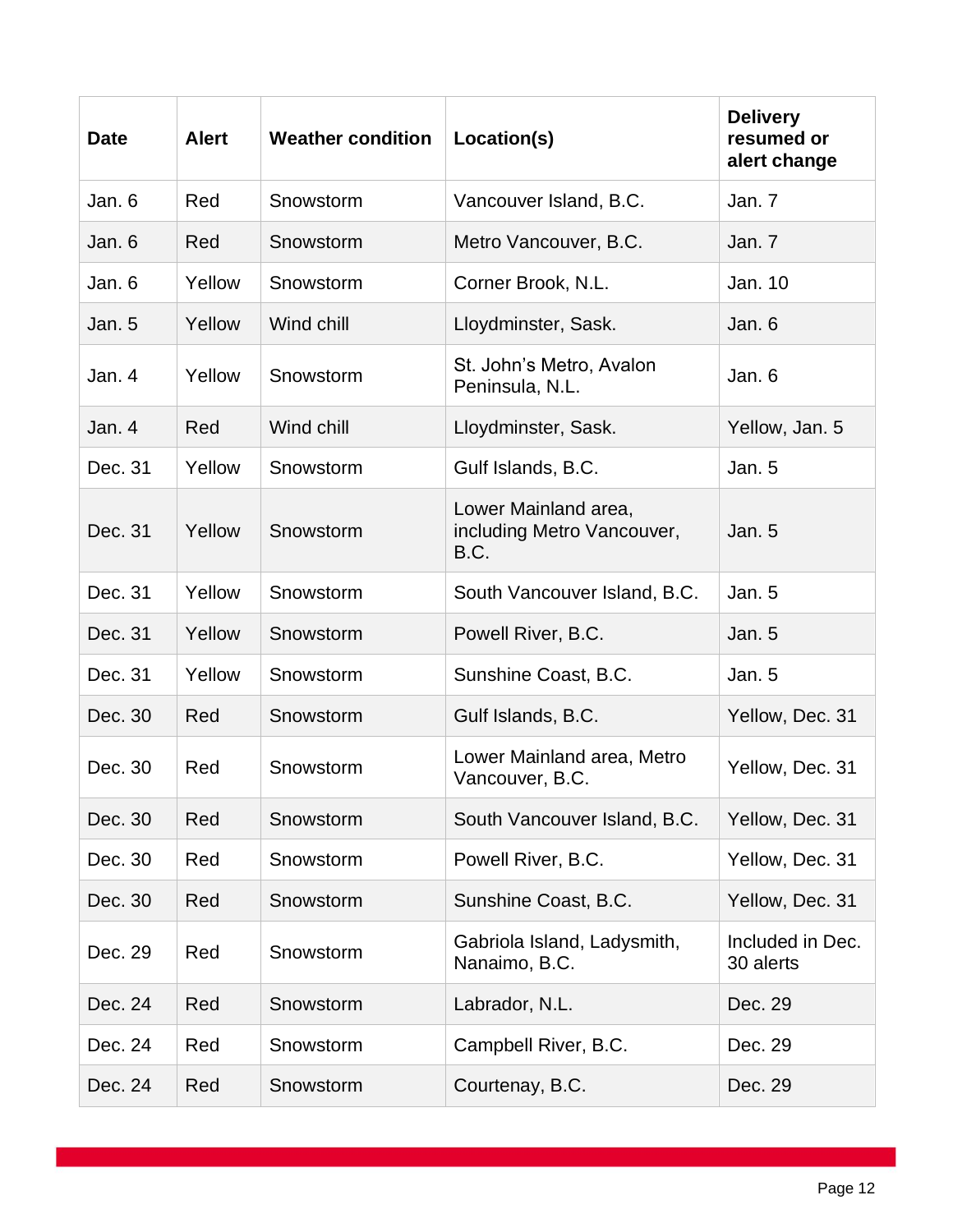| Date | Alert | Weather condition | Location(s) | Delivery resumed or alert change |
|---|---|---|---|---|
| Jan. 6 | Red | Snowstorm | Vancouver Island, B.C. | Jan. 7 |
| Jan. 6 | Red | Snowstorm | Metro Vancouver, B.C. | Jan. 7 |
| Jan. 6 | Yellow | Snowstorm | Corner Brook, N.L. | Jan. 10 |
| Jan. 5 | Yellow | Wind chill | Lloydminster, Sask. | Jan. 6 |
| Jan. 4 | Yellow | Snowstorm | St. John's Metro, Avalon Peninsula, N.L. | Jan. 6 |
| Jan. 4 | Red | Wind chill | Lloydminster, Sask. | Yellow, Jan. 5 |
| Dec. 31 | Yellow | Snowstorm | Gulf Islands, B.C. | Jan. 5 |
| Dec. 31 | Yellow | Snowstorm | Lower Mainland area, including Metro Vancouver, B.C. | Jan. 5 |
| Dec. 31 | Yellow | Snowstorm | South Vancouver Island, B.C. | Jan. 5 |
| Dec. 31 | Yellow | Snowstorm | Powell River, B.C. | Jan. 5 |
| Dec. 31 | Yellow | Snowstorm | Sunshine Coast, B.C. | Jan. 5 |
| Dec. 30 | Red | Snowstorm | Gulf Islands, B.C. | Yellow, Dec. 31 |
| Dec. 30 | Red | Snowstorm | Lower Mainland area, Metro Vancouver, B.C. | Yellow, Dec. 31 |
| Dec. 30 | Red | Snowstorm | South Vancouver Island, B.C. | Yellow, Dec. 31 |
| Dec. 30 | Red | Snowstorm | Powell River, B.C. | Yellow, Dec. 31 |
| Dec. 30 | Red | Snowstorm | Sunshine Coast, B.C. | Yellow, Dec. 31 |
| Dec. 29 | Red | Snowstorm | Gabriola Island, Ladysmith, Nanaimo, B.C. | Included in Dec. 30 alerts |
| Dec. 24 | Red | Snowstorm | Labrador, N.L. | Dec. 29 |
| Dec. 24 | Red | Snowstorm | Campbell River, B.C. | Dec. 29 |
| Dec. 24 | Red | Snowstorm | Courtenay, B.C. | Dec. 29 |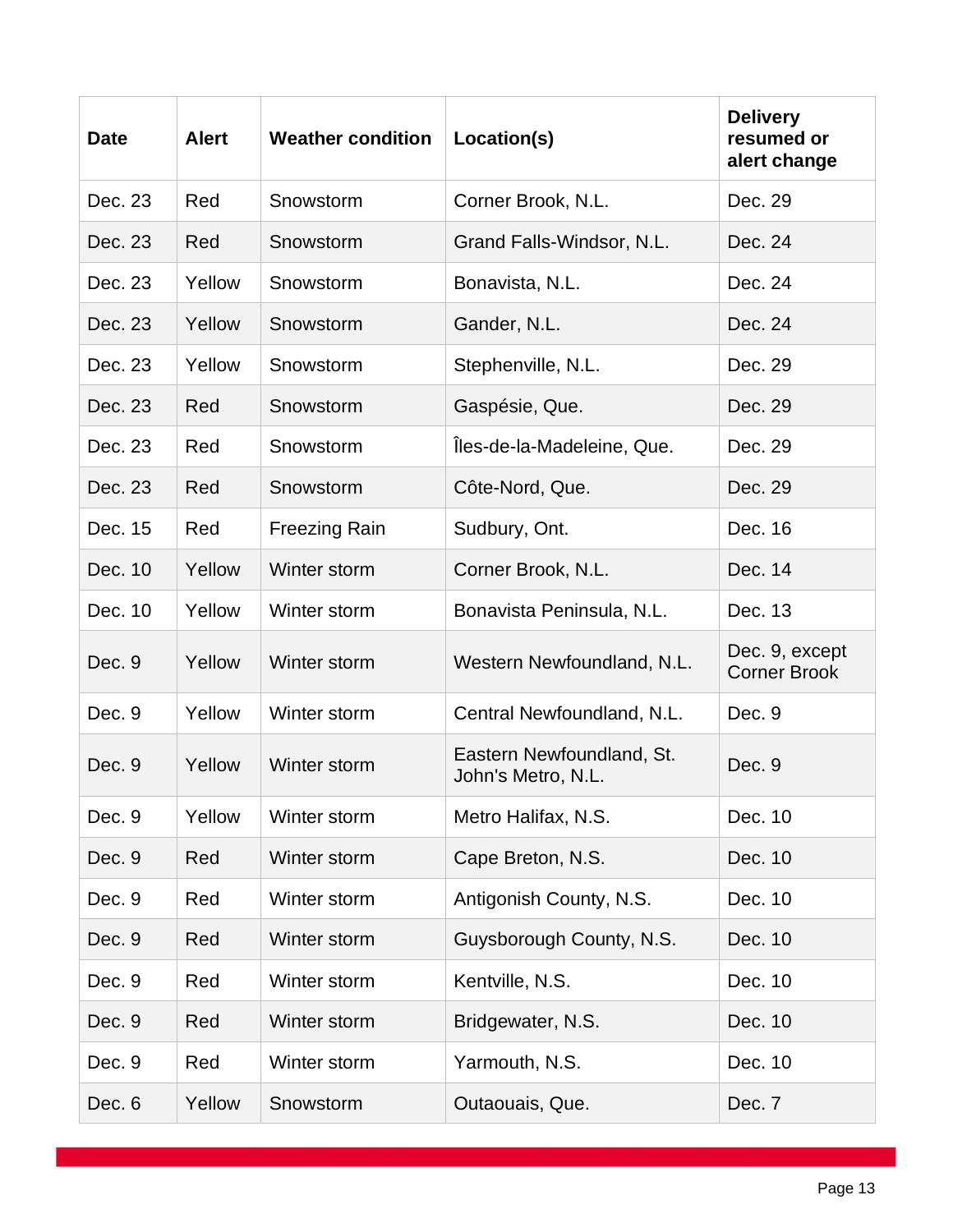| Date | Alert | Weather condition | Location(s) | Delivery resumed or alert change |
|---|---|---|---|---|
| Dec. 23 | Red | Snowstorm | Corner Brook, N.L. | Dec. 29 |
| Dec. 23 | Red | Snowstorm | Grand Falls-Windsor, N.L. | Dec. 24 |
| Dec. 23 | Yellow | Snowstorm | Bonavista, N.L. | Dec. 24 |
| Dec. 23 | Yellow | Snowstorm | Gander, N.L. | Dec. 24 |
| Dec. 23 | Yellow | Snowstorm | Stephenville, N.L. | Dec. 29 |
| Dec. 23 | Red | Snowstorm | Gaspésie, Que. | Dec. 29 |
| Dec. 23 | Red | Snowstorm | Îles-de-la-Madeleine, Que. | Dec. 29 |
| Dec. 23 | Red | Snowstorm | Côte-Nord, Que. | Dec. 29 |
| Dec. 15 | Red | Freezing Rain | Sudbury, Ont. | Dec. 16 |
| Dec. 10 | Yellow | Winter storm | Corner Brook, N.L. | Dec. 14 |
| Dec. 10 | Yellow | Winter storm | Bonavista Peninsula, N.L. | Dec. 13 |
| Dec. 9 | Yellow | Winter storm | Western Newfoundland, N.L. | Dec. 9, except Corner Brook |
| Dec. 9 | Yellow | Winter storm | Central Newfoundland, N.L. | Dec. 9 |
| Dec. 9 | Yellow | Winter storm | Eastern Newfoundland, St. John's Metro, N.L. | Dec. 9 |
| Dec. 9 | Yellow | Winter storm | Metro Halifax, N.S. | Dec. 10 |
| Dec. 9 | Red | Winter storm | Cape Breton, N.S. | Dec. 10 |
| Dec. 9 | Red | Winter storm | Antigonish County, N.S. | Dec. 10 |
| Dec. 9 | Red | Winter storm | Guysborough County, N.S. | Dec. 10 |
| Dec. 9 | Red | Winter storm | Kentville, N.S. | Dec. 10 |
| Dec. 9 | Red | Winter storm | Bridgewater, N.S. | Dec. 10 |
| Dec. 9 | Red | Winter storm | Yarmouth, N.S. | Dec. 10 |
| Dec. 6 | Yellow | Snowstorm | Outaouais, Que. | Dec. 7 |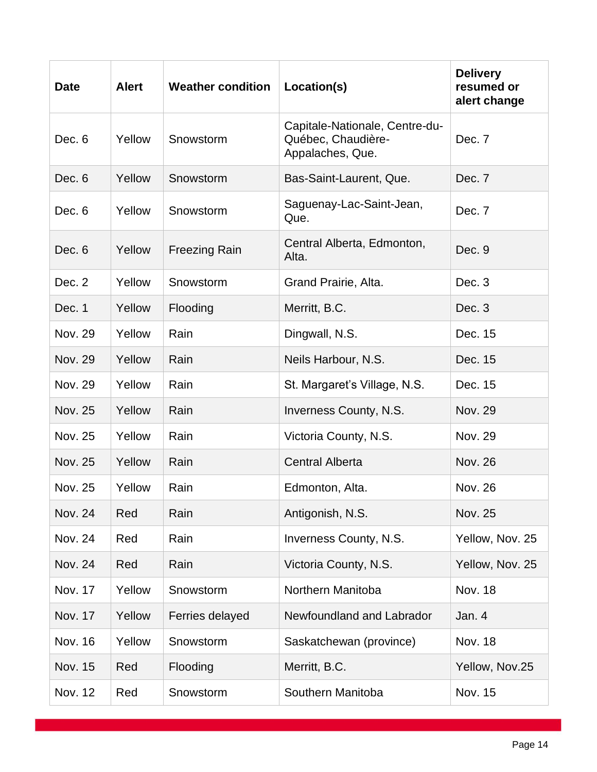| Date | Alert | Weather condition | Location(s) | Delivery resumed or alert change |
|---|---|---|---|---|
| Dec. 6 | Yellow | Snowstorm | Capitale-Nationale, Centre-du-Québec, Chaudière-Appalaches, Que. | Dec. 7 |
| Dec. 6 | Yellow | Snowstorm | Bas-Saint-Laurent, Que. | Dec. 7 |
| Dec. 6 | Yellow | Snowstorm | Saguenay-Lac-Saint-Jean, Que. | Dec. 7 |
| Dec. 6 | Yellow | Freezing Rain | Central Alberta, Edmonton, Alta. | Dec. 9 |
| Dec. 2 | Yellow | Snowstorm | Grand Prairie, Alta. | Dec. 3 |
| Dec. 1 | Yellow | Flooding | Merritt, B.C. | Dec. 3 |
| Nov. 29 | Yellow | Rain | Dingwall, N.S. | Dec. 15 |
| Nov. 29 | Yellow | Rain | Neils Harbour, N.S. | Dec. 15 |
| Nov. 29 | Yellow | Rain | St. Margaret's Village, N.S. | Dec. 15 |
| Nov. 25 | Yellow | Rain | Inverness County, N.S. | Nov. 29 |
| Nov. 25 | Yellow | Rain | Victoria County, N.S. | Nov. 29 |
| Nov. 25 | Yellow | Rain | Central Alberta | Nov. 26 |
| Nov. 25 | Yellow | Rain | Edmonton, Alta. | Nov. 26 |
| Nov. 24 | Red | Rain | Antigonish, N.S. | Nov. 25 |
| Nov. 24 | Red | Rain | Inverness County, N.S. | Yellow, Nov. 25 |
| Nov. 24 | Red | Rain | Victoria County, N.S. | Yellow, Nov. 25 |
| Nov. 17 | Yellow | Snowstorm | Northern Manitoba | Nov. 18 |
| Nov. 17 | Yellow | Ferries delayed | Newfoundland and Labrador | Jan. 4 |
| Nov. 16 | Yellow | Snowstorm | Saskatchewan (province) | Nov. 18 |
| Nov. 15 | Red | Flooding | Merritt, B.C. | Yellow, Nov.25 |
| Nov. 12 | Red | Snowstorm | Southern Manitoba | Nov. 15 |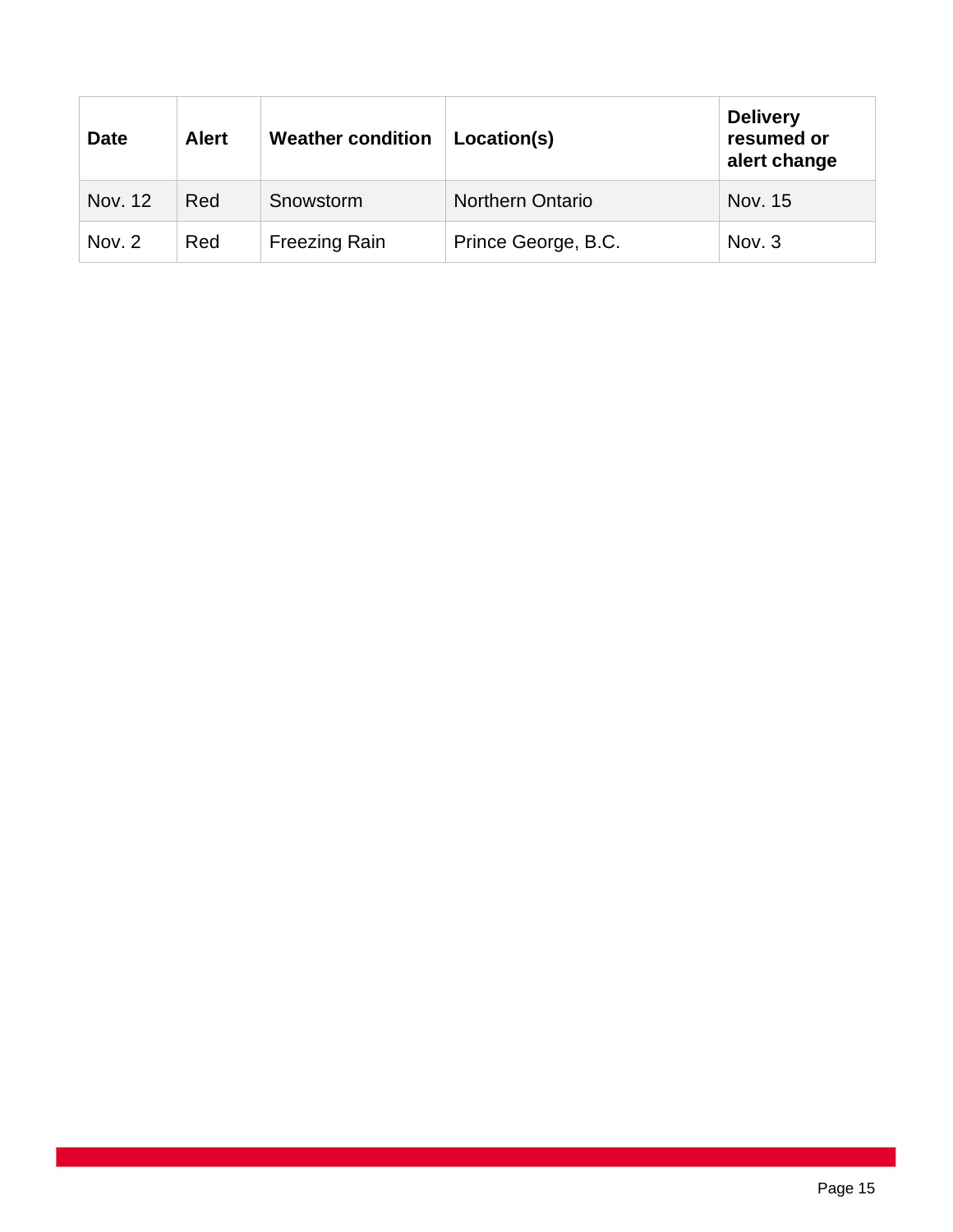| Date | Alert | Weather condition | Location(s) | Delivery resumed or alert change |
| --- | --- | --- | --- | --- |
| Nov. 12 | Red | Snowstorm | Northern Ontario | Nov. 15 |
| Nov. 2 | Red | Freezing Rain | Prince George, B.C. | Nov. 3 |